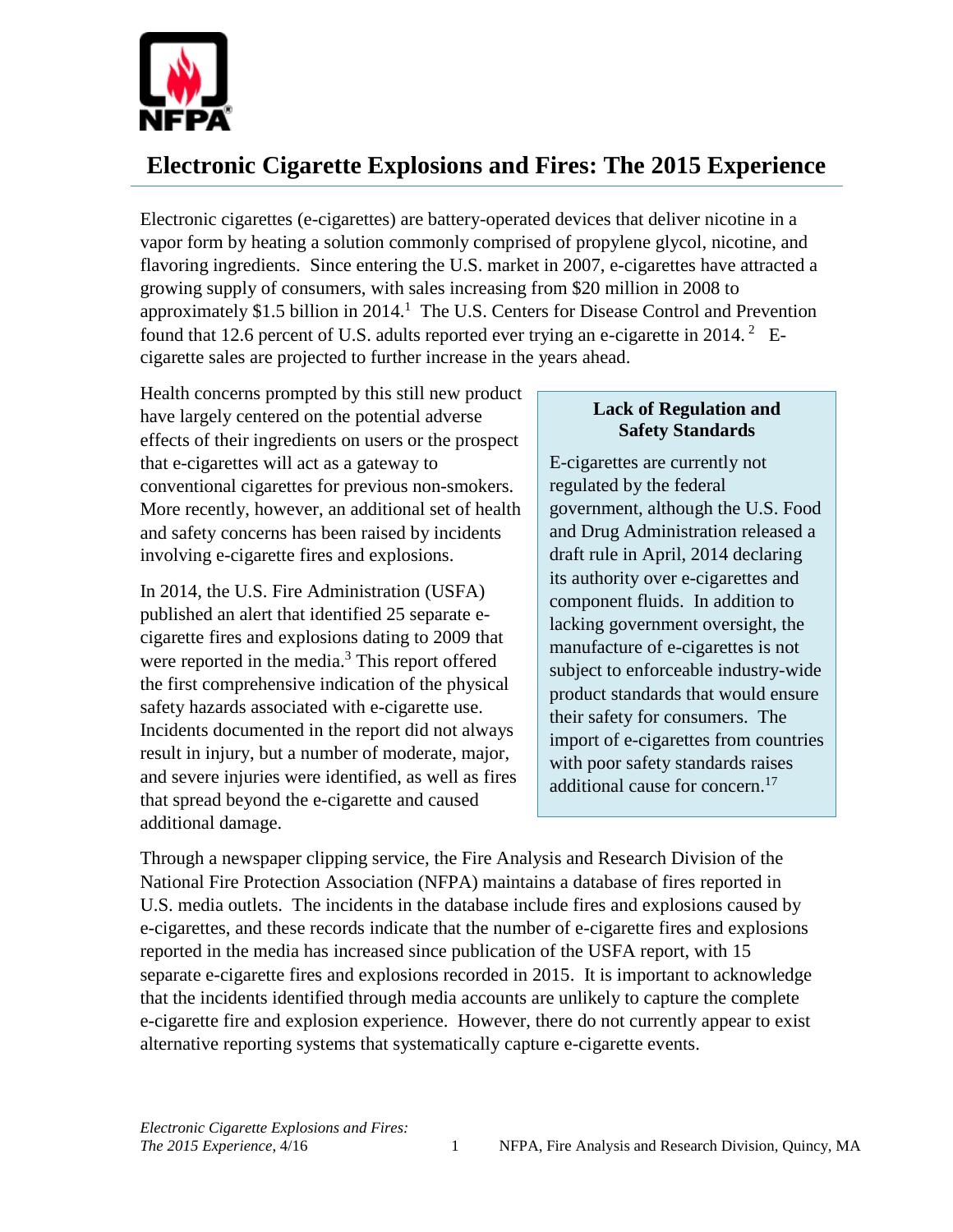# Electronic Cigarette Explosions and Fires: The 2015 Experience

Electronic cigarettes (e-cigarettes) are battery-operated devices that deliver nicotine in a vapor form by heating a solution commonly comprised of propylene glycol, nicotine, and flavoring ingredients. Since entering the U.S. market in 2007, e-cigarettes have attracted a growing supply of consumers, with sales increasing from $20 million in 2008 to approximately $1.5 billion in 2014.[1] The U.S. Centers for Disease Control and Prevention found that 12.6 percent of U.S. adults reported ever trying an e-cigarette in 2014.[2] E-cigarette sales are projected to further increase in the years ahead.

Health concerns prompted by this still new product have largely centered on the potential adverse effects of their ingredients on users or the prospect that e-cigarettes will act as a gateway to conventional cigarettes for previous non-smokers. More recently, however, an additional set of health and safety concerns has been raised by incidents involving e-cigarette fires and explosions.

In 2014, the U.S. Fire Administration (USFA) published an alert that identified 25 separate e-cigarette fires and explosions dating to 2009 that were reported in the media.[3] This report offered the first comprehensive indication of the physical safety hazards associated with e-cigarette use. Incidents documented in the report did not always result in injury, but a number of moderate, major, and severe injuries were identified, as well as fires that spread beyond the e-cigarette and caused additional damage.

**Lack of Regulation and Safety Standards**

E-cigarettes are currently not regulated by the federal government, although the U.S. Food and Drug Administration released a draft rule in April, 2014 declaring its authority over e-cigarettes and component fluids. In addition to lacking government oversight, the manufacture of e-cigarettes is not subject to enforceable industry-wide product standards that would ensure their safety for consumers. The import of e-cigarettes from countries with poor safety standards raises additional cause for concern.[17]

Through a newspaper clipping service, the Fire Analysis and Research Division of the National Fire Protection Association (NFPA) maintains a database of fires reported in U.S. media outlets. The incidents in the database include fires and explosions caused by e-cigarettes, and these records indicate that the number of e-cigarette fires and explosions reported in the media has increased since publication of the USFA report, with 15 separate e-cigarette fires and explosions recorded in 2015. It is important to acknowledge that the incidents identified through media accounts are unlikely to capture the complete e-cigarette fire and explosion experience. However, there do not currently appear to exist alternative reporting systems that systematically capture e-cigarette events.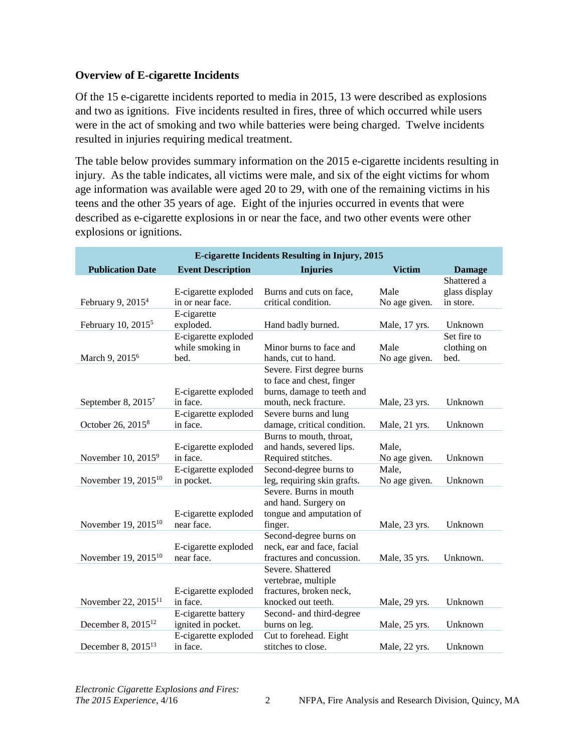**Overview of E-cigarette Incidents**

Of the 15 e-cigarette incidents reported to media in 2015, 13 were described as explosions and two as ignitions. Five incidents resulted in fires, three of which occurred while users were in the act of smoking and two while batteries were being charged. Twelve incidents resulted in injuries requiring medical treatment.

The table below provides summary information on the 2015 e-cigarette incidents resulting in injury. As the table indicates, all victims were male, and six of the eight victims for whom age information was available were aged 20 to 29, with one of the remaining victims in his teens and the other 35 years of age. Eight of the injuries occurred in events that were described as e-cigarette explosions in or near the face, and two other events were other explosions or ignitions.

| E-cigarette Incidents Resulting in Injury, 2015 | | | | |
|---|---|---|---|---|
| **Publication Date** | **Event Description** | **Injuries** | **Victim** | **Damage** |
| February 9, 2015[4] | E-cigarette exploded in or near face. | Burns and cuts on face, critical condition. | Male No age given. | Shattered a glass display in store. |
| February 10, 2015[5] | E-cigarette exploded. | Hand badly burned. | Male, 17 yrs. | Unknown |
| March 9, 2015[6] | E-cigarette exploded while smoking in bed. | Minor burns to face and hands, cut to hand. | Male No age given. | Set fire to clothing on bed. |
| September 8, 2015[7] | E-cigarette exploded in face. | Severe. First degree burns to face and chest, finger burns, damage to teeth and mouth, neck fracture. | Male, 23 yrs. | Unknown |
| October 26, 2015[8] | E-cigarette exploded in face. | Severe burns and lung damage, critical condition. | Male, 21 yrs. | Unknown |
| November 10, 2015[9] | E-cigarette exploded in face. | Burns to mouth, throat, and hands, severed lips. Required stitches. | Male, No age given. | Unknown |
| November 19, 2015[10] | E-cigarette exploded in pocket. | Second-degree burns to leg, requiring skin grafts. | Male, No age given. | Unknown |
| November 19, 2015[10] | E-cigarette exploded near face. | Severe. Burns in mouth and hand. Surgery on tongue and amputation of finger. | Male, 23 yrs. | Unknown |
| November 19, 2015[10] | E-cigarette exploded near face. | Second-degree burns on neck, ear and face, facial fractures and concussion. | Male, 35 yrs. | Unknown. |
| November 22, 2015[11] | E-cigarette exploded in face. | Severe. Shattered vertebrae, multiple fractures, broken neck, knocked out teeth. | Male, 29 yrs. | Unknown |
| December 8, 2015[12] | E-cigarette battery ignited in pocket. | Second- and third-degree burns on leg. | Male, 25 yrs. | Unknown |
| December 8, 2015[13] | E-cigarette exploded in face. | Cut to forehead. Eight stitches to close. | Male, 22 yrs. | Unknown |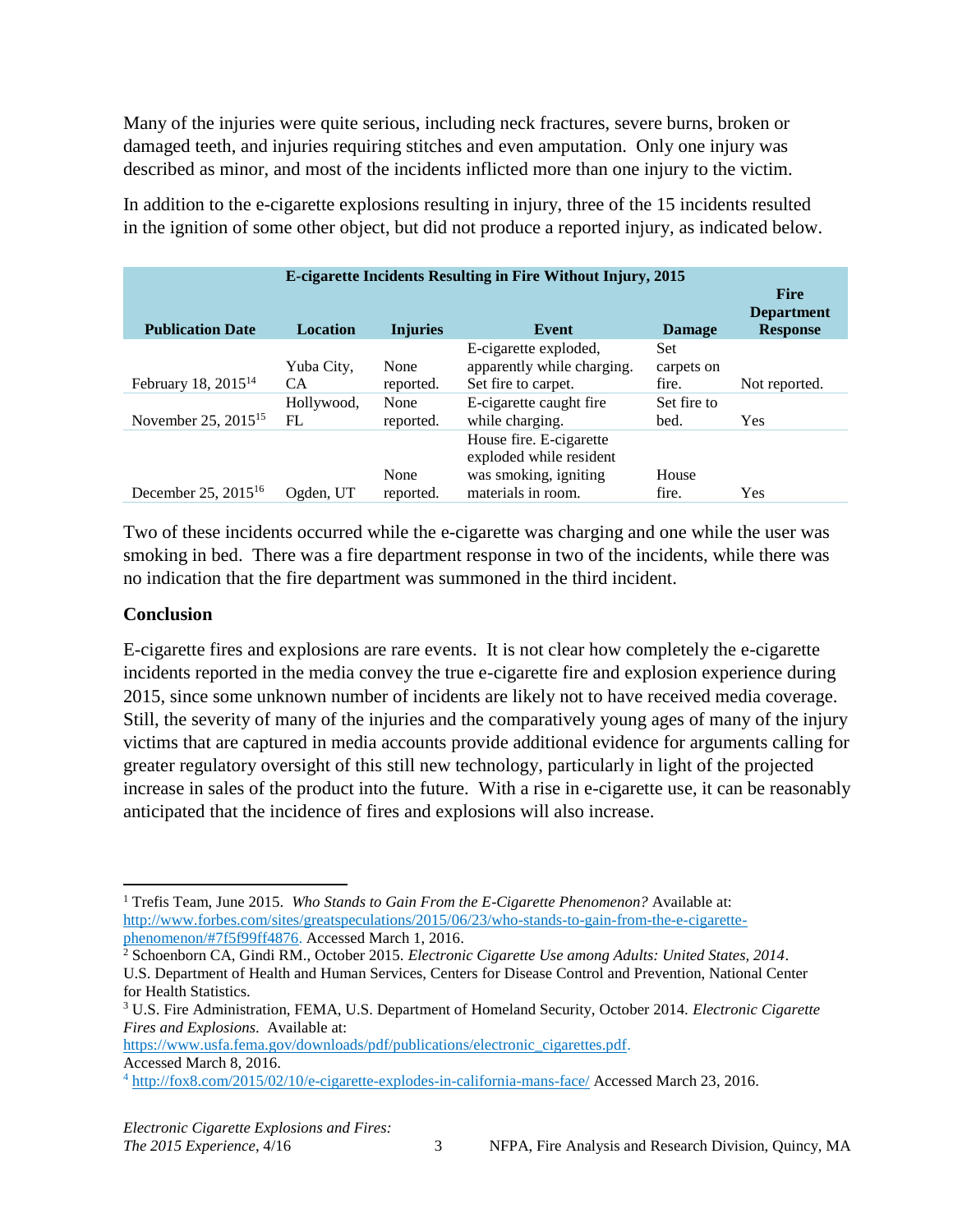Many of the injuries were quite serious, including neck fractures, severe burns, broken or damaged teeth, and injuries requiring stitches and even amputation. Only one injury was described as minor, and most of the incidents inflicted more than one injury to the victim.

In addition to the e-cigarette explosions resulting in injury, three of the 15 incidents resulted in the ignition of some other object, but did not produce a reported injury, as indicated below.

**E-cigarette Incidents Resulting in Fire Without Injury, 2015**

| Publication Date | Location | Injuries | Event | Damage | Fire Department Response |
|---|---|---|---|---|---|
| February 18, 2015[14] | Yuba City, CA | None reported. | E-cigarette exploded, apparently while charging. Set fire to carpet. | Set carpets on fire. | Not reported. |
| November 25, 2015[15] | Hollywood, FL | None reported. | E-cigarette caught fire while charging. | Set fire to bed. | Yes |
| December 25, 2015[16] | Ogden, UT | None reported. | House fire. E-cigarette exploded while resident was smoking, igniting materials in room. | House fire. | Yes |

Two of these incidents occurred while the e-cigarette was charging and one while the user was smoking in bed. There was a fire department response in two of the incidents, while there was no indication that the fire department was summoned in the third incident.

## Conclusion

E-cigarette fires and explosions are rare events. It is not clear how completely the e-cigarette incidents reported in the media convey the true e-cigarette fire and explosion experience during 2015, since some unknown number of incidents are likely not to have received media coverage. Still, the severity of many of the injuries and the comparatively young ages of many of the injury victims that are captured in media accounts provide additional evidence for arguments calling for greater regulatory oversight of this still new technology, particularly in light of the projected increase in sales of the product into the future. With a rise in e-cigarette use, it can be reasonably anticipated that the incidence of fires and explosions will also increase.

---

[1] Trefis Team, June 2015. *Who Stands to Gain From the E-Cigarette Phenomenon?* Available at: http://www.forbes.com/sites/greatspeculations/2015/06/23/who-stands-to-gain-from-the-e-cigarette-phenomenon/#7f5f99ff4876. Accessed March 1, 2016.

[2] Schoenborn CA, Gindi RM., October 2015. *Electronic Cigarette Use among Adults: United States, 2014*. U.S. Department of Health and Human Services, Centers for Disease Control and Prevention, National Center for Health Statistics.

[3] U.S. Fire Administration, FEMA, U.S. Department of Homeland Security, October 2014. *Electronic Cigarette Fires and Explosions*. Available at: https://www.usfa.fema.gov/downloads/pdf/publications/electronic_cigarettes.pdf. Accessed March 8, 2016.

[4] http://fox8.com/2015/02/10/e-cigarette-explodes-in-california-mans-face/ Accessed March 23, 2016.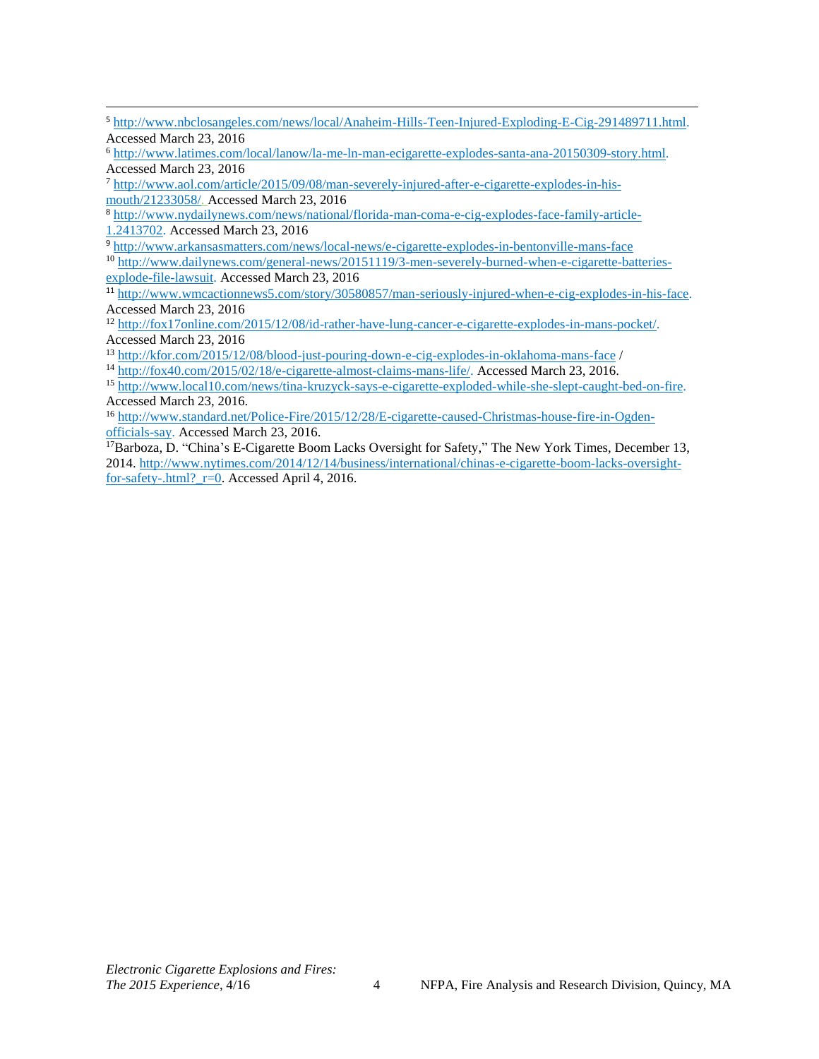[5] http://www.nbclosangeles.com/news/local/Anaheim-Hills-Teen-Injured-Exploding-E-Cig-291489711.html. Accessed March 23, 2016

[6] http://www.latimes.com/local/lanow/la-me-ln-man-ecigarette-explodes-santa-ana-20150309-story.html. Accessed March 23, 2016

[7] http://www.aol.com/article/2015/09/08/man-severely-injured-after-e-cigarette-explodes-in-his-mouth/21233058/. Accessed March 23, 2016

[8] http://www.nydailynews.com/news/national/florida-man-coma-e-cig-explodes-face-family-article-1.2413702. Accessed March 23, 2016

[9] http://www.arkansasmatters.com/news/local-news/e-cigarette-explodes-in-bentonville-mans-face

[10] http://www.dailynews.com/general-news/20151119/3-men-severely-burned-when-e-cigarette-batteries-explode-file-lawsuit. Accessed March 23, 2016

[11] http://www.wmcactionnews5.com/story/30580857/man-seriously-injured-when-e-cig-explodes-in-his-face. Accessed March 23, 2016

[12] http://fox17online.com/2015/12/08/id-rather-have-lung-cancer-e-cigarette-explodes-in-mans-pocket/. Accessed March 23, 2016

[13] http://kfor.com/2015/12/08/blood-just-pouring-down-e-cig-explodes-in-oklahoma-mans-face /

[14] http://fox40.com/2015/02/18/e-cigarette-almost-claims-mans-life/. Accessed March 23, 2016.

[15] http://www.local10.com/news/tina-kruzyck-says-e-cigarette-exploded-while-she-slept-caught-bed-on-fire. Accessed March 23, 2016.

[16] http://www.standard.net/Police-Fire/2015/12/28/E-cigarette-caused-Christmas-house-fire-in-Ogden-officials-say. Accessed March 23, 2016.

[17] Barboza, D. "China's E-Cigarette Boom Lacks Oversight for Safety," The New York Times, December 13, 2014. http://www.nytimes.com/2014/12/14/business/international/chinas-e-cigarette-boom-lacks-oversight-for-safety-.html?_r=0. Accessed April 4, 2016.